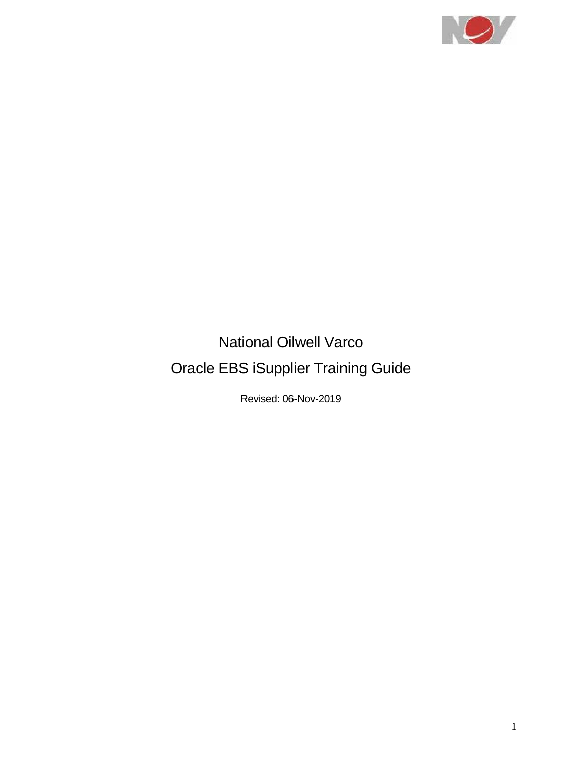# National Oilwell Varco

# Oracle EBS iSupplier Training Guide

Revised: 06-Nov-2019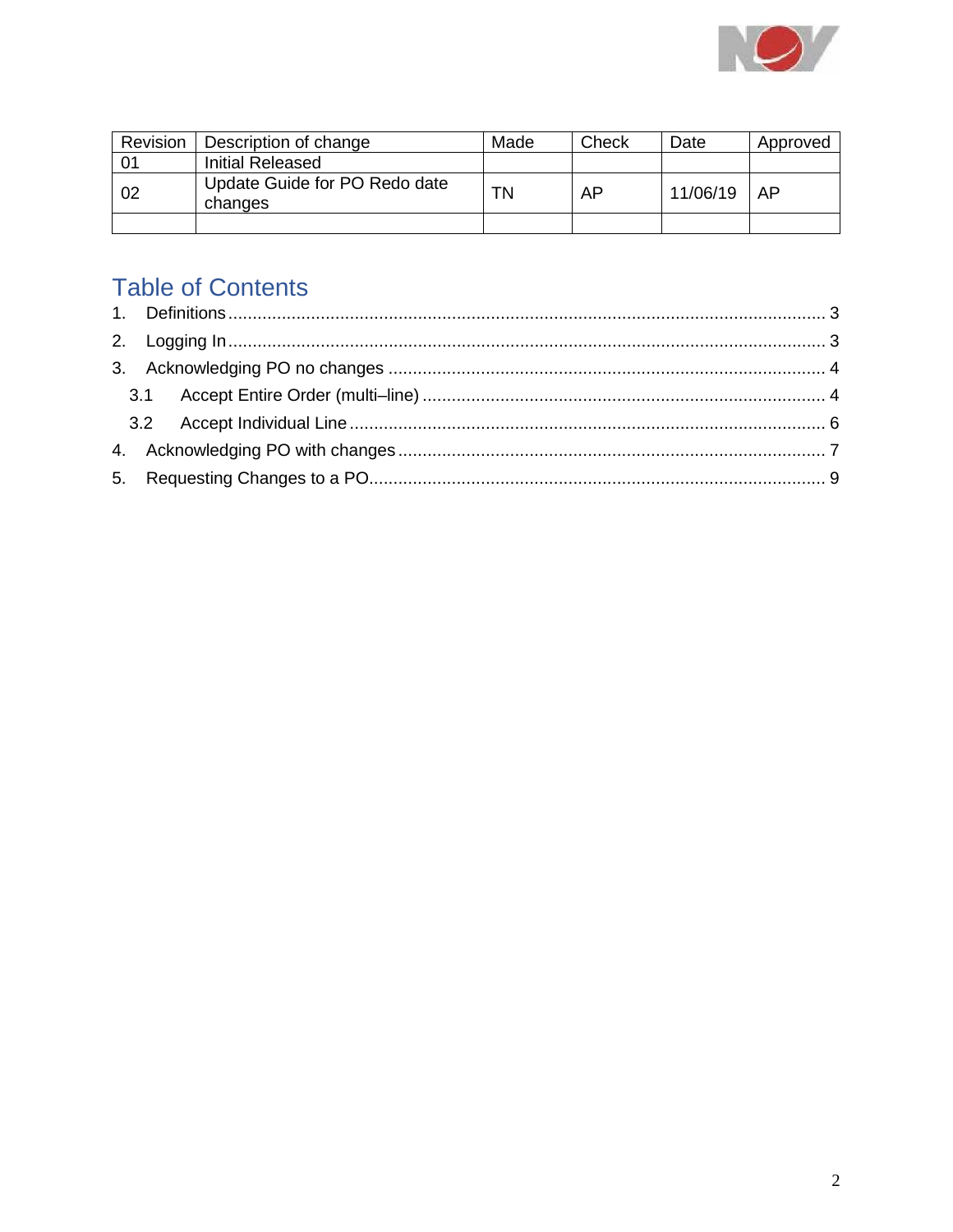| Revision | Description of change | Made | Check | Date | Approved |
|---|---|---|---|---|---|
| 01 | Initial Released | | | | |
| 02 | Update Guide for PO Redo date changes | TN | AP | 11/06/19 | AP |
| | | | | | |

## Table of Contents

1. Definitions ........ 3
2. Logging In ........ 3
3. Acknowledging PO no changes ........ 4
   - 3.1 Accept Entire Order (multi–line) ........ 4
   - 3.2 Accept Individual Line ........ 6
4. Acknowledging PO with changes ........ 7
5. Requesting Changes to a PO ........ 9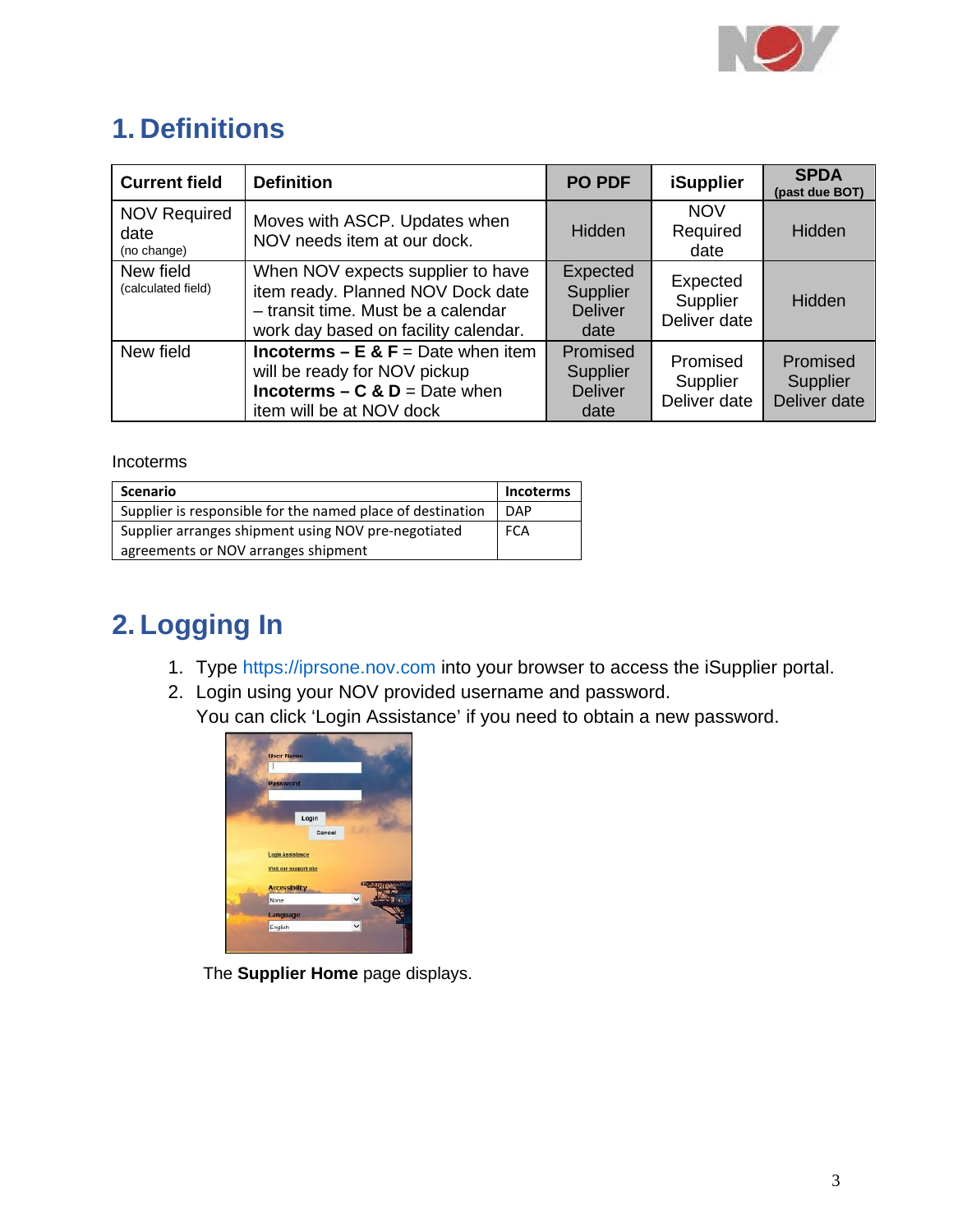# 1. Definitions

| Current field | Definition | PO PDF | iSupplier | SPDA (past due BOT) |
|---|---|---|---|---|
| NOV Required date (no change) | Moves with ASCP. Updates when NOV needs item at our dock. | Hidden | NOV Required date | Hidden |
| New field (calculated field) | When NOV expects supplier to have item ready. Planned NOV Dock date – transit time. Must be a calendar work day based on facility calendar. | Expected Supplier Deliver date | Expected Supplier Deliver date | Hidden |
| New field | **Incoterms – E & F** = Date when item will be ready for NOV pickup **Incoterms – C & D** = Date when item will be at NOV dock | Promised Supplier Deliver date | Promised Supplier Deliver date | Promised Supplier Deliver date |

Incoterms

| Scenario | Incoterms |
|---|---|
| Supplier is responsible for the named place of destination | DAP |
| Supplier arranges shipment using NOV pre-negotiated agreements or NOV arranges shipment | FCA |

# 2. Logging In

1. Type https://iprsone.nov.com into your browser to access the iSupplier portal.
2. Login using your NOV provided username and password.
   You can click 'Login Assistance' if you need to obtain a new password.

The **Supplier Home** page displays.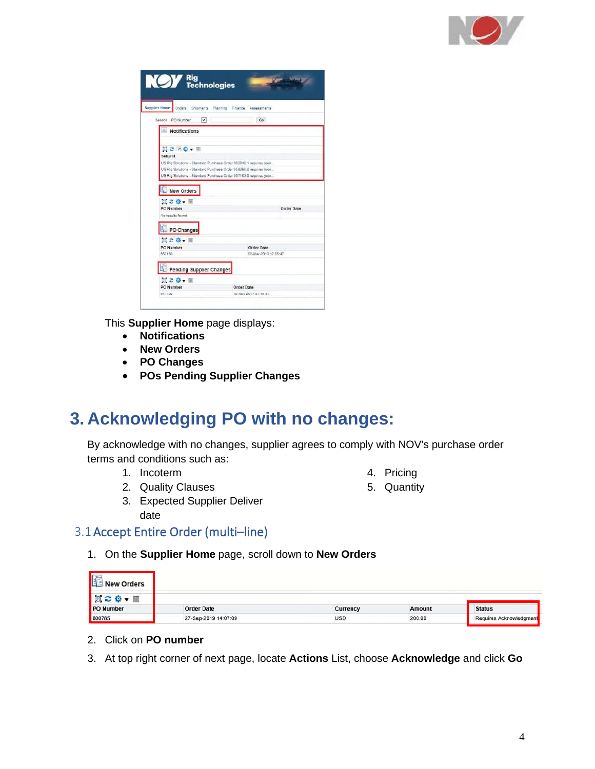This **Supplier Home** page displays:

- **Notifications**
- **New Orders**
- **PO Changes**
- **POs Pending Supplier Changes**

# 3. Acknowledging PO with no changes:

By acknowledge with no changes, supplier agrees to comply with NOV's purchase order terms and conditions such as:

1. Incoterm
2. Quality Clauses
3. Expected Supplier Deliver date
4. Pricing
5. Quantity

## 3.1 Accept Entire Order (multi–line)

1. On the **Supplier Home** page, scroll down to **New Orders**

2. Click on **PO number**
3. At top right corner of next page, locate **Actions** List, choose **Acknowledge** and click **Go**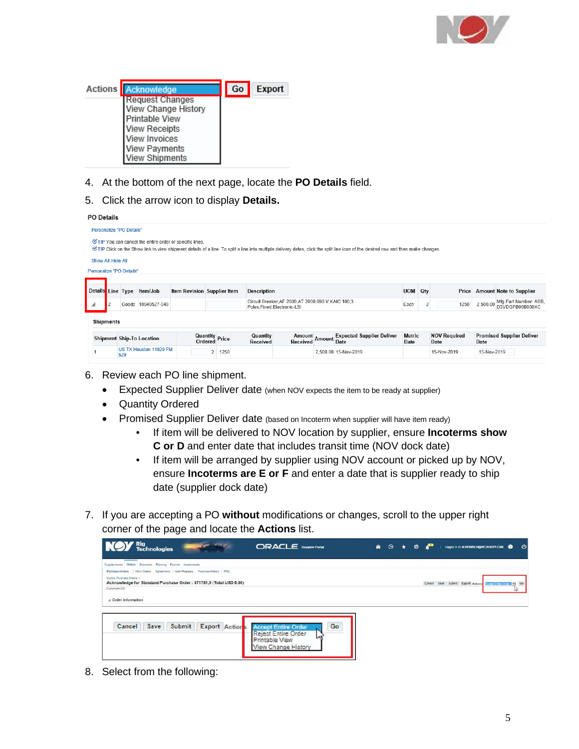Actions | Acknowledge | Go | Export

- Acknowledge
- Request Changes
- View Change History
- Printable View
- View Receipts
- View Invoices
- View Payments
- View Shipments

4. At the bottom of the next page, locate the **PO Details** field.
5. Click the arrow icon to display **Details.**

**PO Details**

Personalize "PO Details"

TIP You can cancel the entire order or specific lines.
TIP Click on the Show link to view shipment details of a line. To split a line into multiple delivery dates, click the split line icon of the desired row and then make changes.

Show All Hide All

Personalize "PO Details"

| Details | Line | Type | Item/Job | Item Revision | Supplier Item | Description | UOM | Qty | Price | Amount | Note to Supplier |
|---|---|---|---|---|---|---|---|---|---|---|---|
| | 2 | Goods | 10049527-049 | | | Circuit Breaker;AF 2000;AT 2000;690 V;KAIC 100;3 Poles;Fixed;Electronic-LSI | Each | 2 | 1250 | 2,500.00 | Mfg Part Number: ABB, D3VDGFB00B000XC |

**Shipments**

| Shipment | Ship-To Location | Quantity Ordered | Price | Quantity Received | Amount Received | Amount | Expected Supplier Deliver Date | Metric Date | NOV Required Date | Promised Supplier Deliver Date |
|---|---|---|---|---|---|---|---|---|---|---|
| 1 | US TX Houston 11929 FM 529 | 2 | 1250 | | | 2,500.00 | 15-Nov-2019 | | 15-Nov-2019 | 15-Nov-2019 |

6. Review each PO line shipment.
   - Expected Supplier Deliver date (when NOV expects the item to be ready at supplier)
   - Quantity Ordered
   - Promised Supplier Deliver date (based on Incoterm when supplier will have item ready)
     - If item will be delivered to NOV location by supplier, ensure **Incoterms show C or D** and enter date that includes transit time (NOV dock date)
     - If item will be arranged by supplier using NOV account or picked up by NOV, ensure **Incoterms are E or F** and enter a date that is supplier ready to ship date (supplier dock date)

7. If you are accepting a PO **without** modifications or changes, scroll to the upper right corner of the page and locate the **Actions** list.

Acknowledge for Standard Purchase Order : 571781,0 (Total USD 0.00)

Cancel | Save | Submit | Export | Actions | Accept Entire Order | Go

- Accept Entire Order
- Reject Entire Order
- Printable View
- View Change History

8. Select from the following: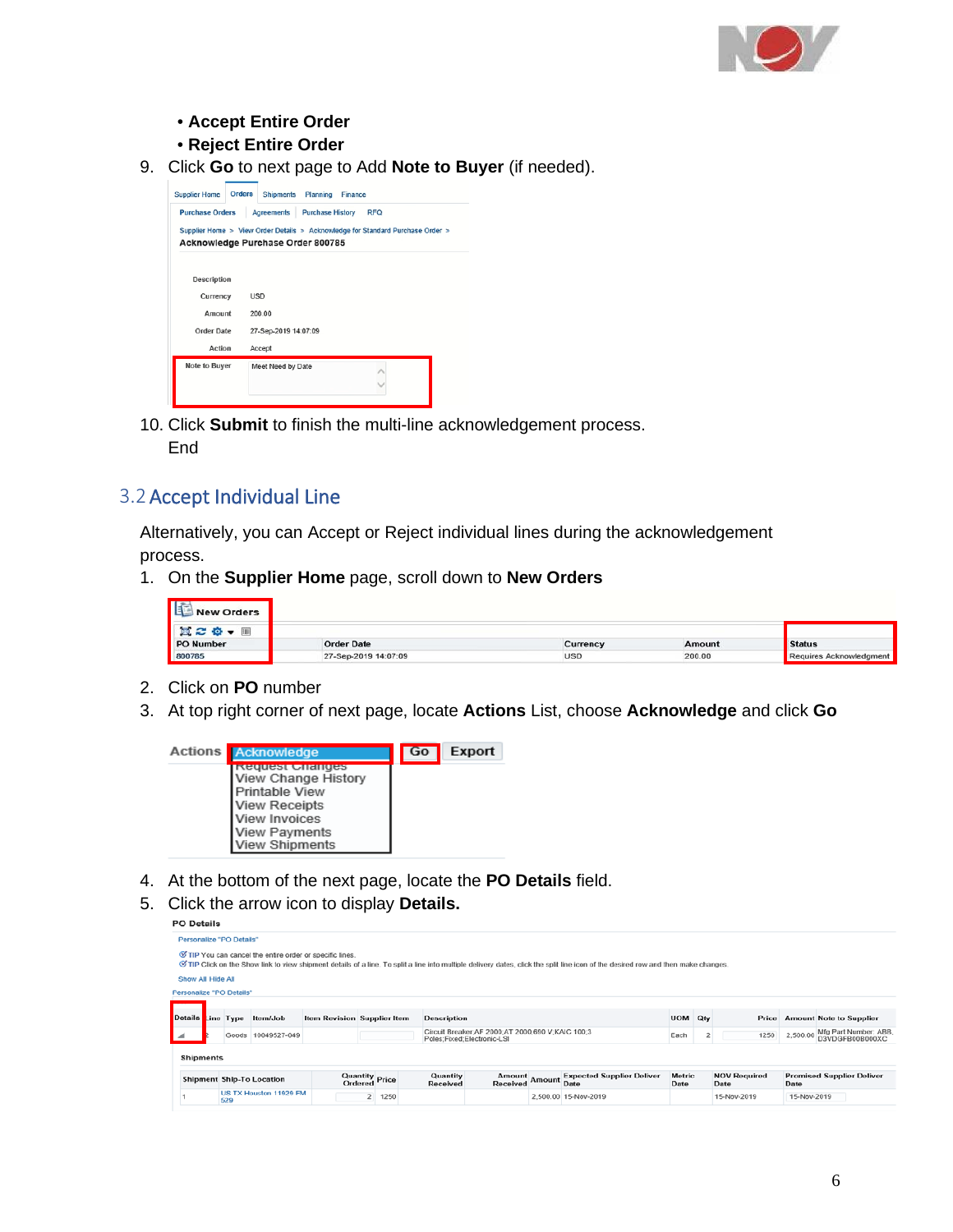- **Accept Entire Order**
- **Reject Entire Order**

9. Click **Go** to next page to Add **Note to Buyer** (if needed).

Supplier Home | Orders | Shipments | Planning | Finance

Purchase Orders | Agreements | Purchase History | RFQ

Supplier Home > View Order Details > Acknowledge for Standard Purchase Order >

**Acknowledge Purchase Order 800785**

| | |
|---|---|
| Description | |
| Currency | USD |
| Amount | 200.00 |
| Order Date | 27-Sep-2019 14:07:09 |
| Action | Accept |
| Note to Buyer | Meet Need by Date |

10. Click **Submit** to finish the multi-line acknowledgement process.

    End

## 3.2 Accept Individual Line

Alternatively, you can Accept or Reject individual lines during the acknowledgement process.

1. On the **Supplier Home** page, scroll down to **New Orders**

**New Orders**

| PO Number | Order Date | Currency | Amount | Status |
|---|---|---|---|---|
| 800785 | 27-Sep-2019 14:07:09 | USD | 200.00 | Requires Acknowledgment |

2. Click on **PO** number
3. At top right corner of next page, locate **Actions** List, choose **Acknowledge** and click **Go**

Actions: Acknowledge | Go | Export

- Acknowledge
- Request Changes
- View Change History
- Printable View
- View Receipts
- View Invoices
- View Payments
- View Shipments

4. At the bottom of the next page, locate the **PO Details** field.
5. Click the arrow icon to display **Details.**

**PO Details**

Personalize "PO Details"

TIP You can cancel the entire order or specific lines.
TIP Click on the Show link to view shipment details of a line. To split a line into multiple delivery dates, click the split line icon of the desired row and then make changes.

Show All Hide All

Personalize "PO Details"

| Details | Line | Type | Item/Job | Item Revision | Supplier Item | Description | UOM | Qty | Price | Amount | Note to Supplier |
|---|---|---|---|---|---|---|---|---|---|---|---|
| | 2 | Goods | 10049527-049 | | | Circuit Breaker AF 2000,AT 2000,650 V,KAIC 100,3 Poles,Fixed,Electronic-LSI | Each | 2 | 1250 | 2,500.00 | Mfg Part Number: ABB, D3VDGFB00B000XC |

**Shipments**

| Shipment | Ship-To Location | Quantity Ordered | Price | Quantity Received | Amount Received | Amount | Expected Supplier Deliver Date | Metric Date | NOV Required Date | Promised Supplier Deliver Date |
|---|---|---|---|---|---|---|---|---|---|---|
| 1 | US TX Houston 11926 FM 529 | 2 | 1250 | | | 2,500.00 | 15-Nov-2019 | | 15-Nov-2019 | 15-Nov-2019 |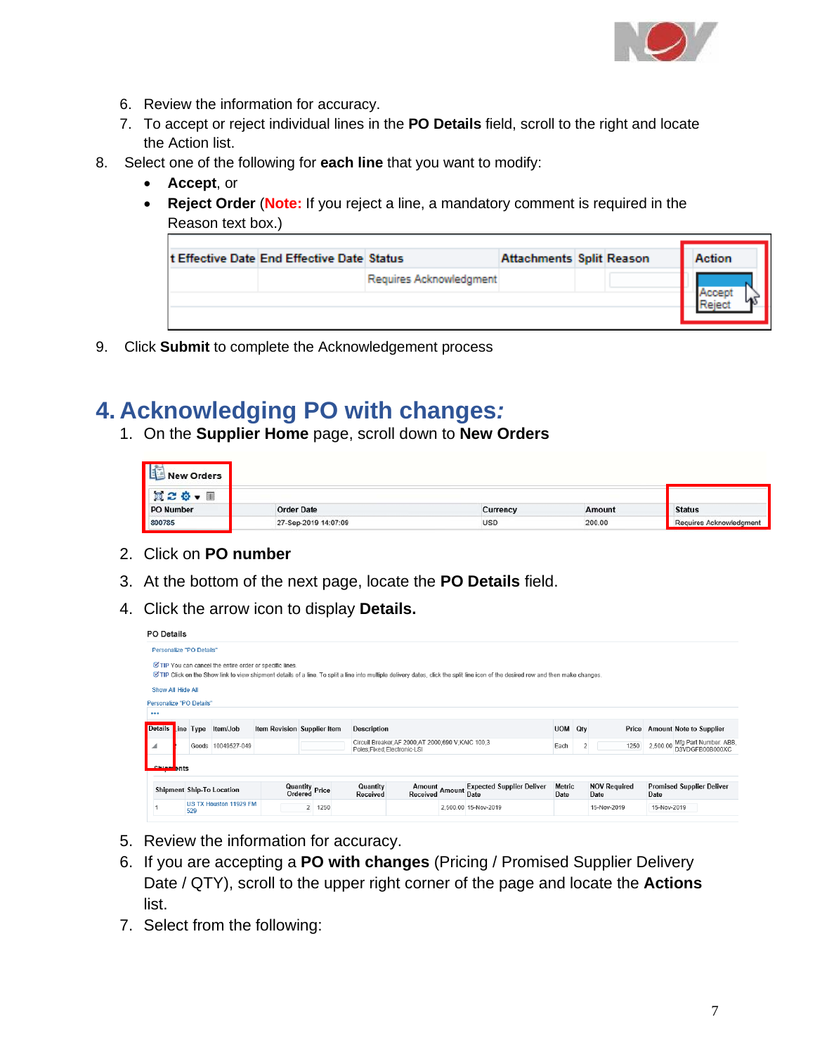6. Review the information for accuracy.
7. To accept or reject individual lines in the **PO Details** field, scroll to the right and locate the Action list.

8. Select one of the following for **each line** that you want to modify:
   - **Accept**, or
   - **Reject Order** (**Note:** If you reject a line, a mandatory comment is required in the Reason text box.)

9. Click **Submit** to complete the Acknowledgement process

# 4. Acknowledging PO with changes:

1. On the **Supplier Home** page, scroll down to **New Orders**
2. Click on **PO number**
3. At the bottom of the next page, locate the **PO Details** field.
4. Click the arrow icon to display **Details.**
5. Review the information for accuracy.
6. If you are accepting a **PO with changes** (Pricing / Promised Supplier Delivery Date / QTY), scroll to the upper right corner of the page and locate the **Actions** list.
7. Select from the following: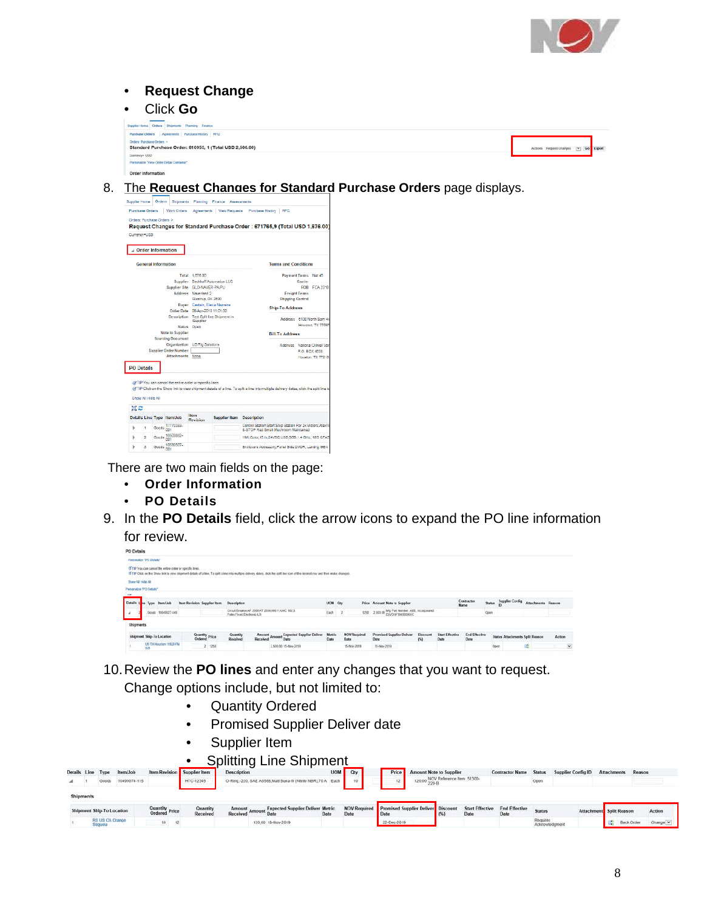- **Request Change**
- Click **Go**

8. The **Request Changes for Standard Purchase Orders** page displays.

There are two main fields on the page:

- **Order Information**
- **PO Details**

9. In the **PO Details** field, click the arrow icons to expand the PO line information for review.

10. Review the **PO lines** and enter any changes that you want to request. Change options include, but not limited to:

    - Quantity Ordered
    - Promised Supplier Deliver date
    - Supplier Item
    - Splitting Line Shipment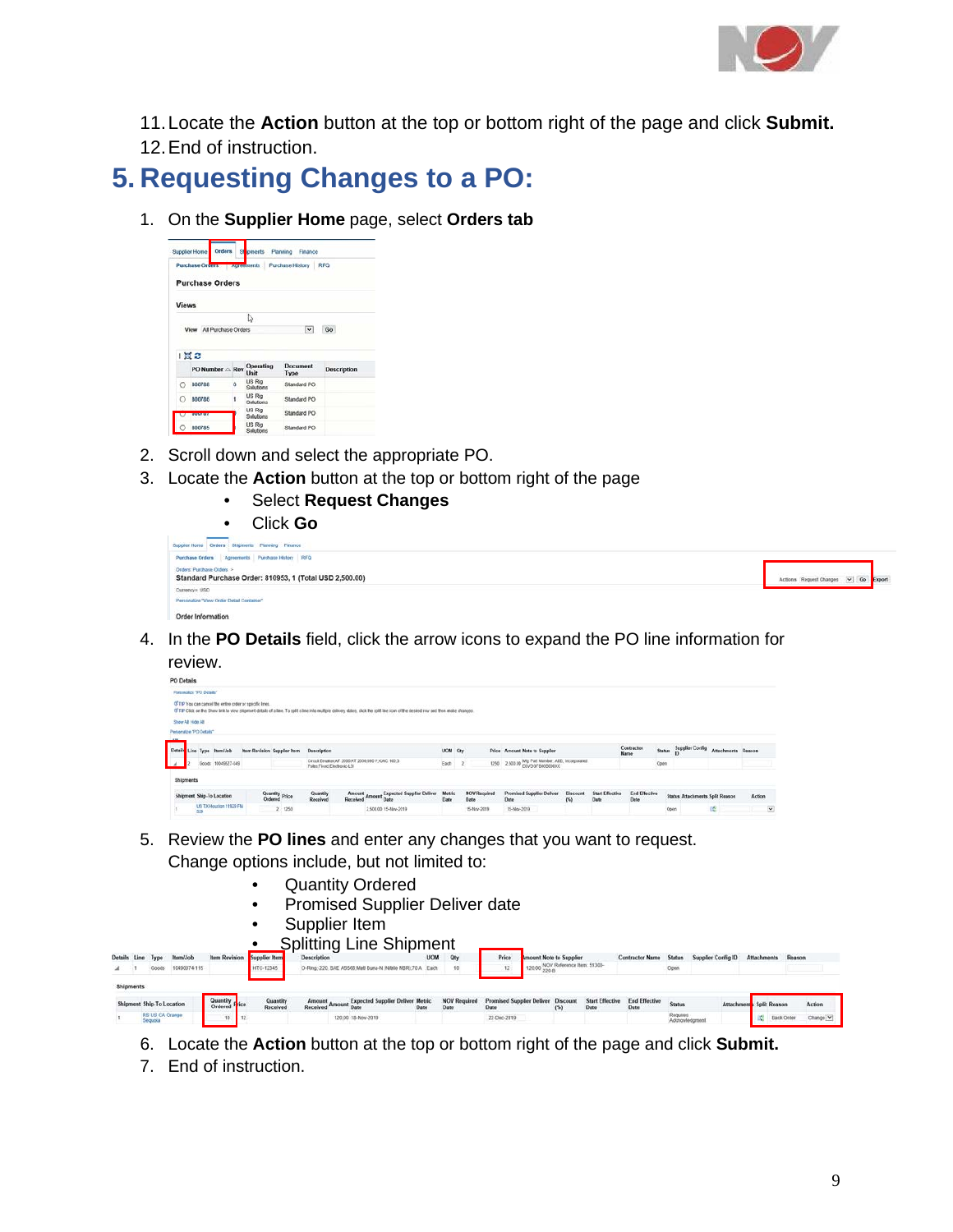11. Locate the **Action** button at the top or bottom right of the page and click **Submit.**
12. End of instruction.

## 5. Requesting Changes to a PO:

1. On the **Supplier Home** page, select **Orders tab**
2. Scroll down and select the appropriate PO.
3. Locate the **Action** button at the top or bottom right of the page
   - Select **Request Changes**
   - Click **Go**
4. In the **PO Details** field, click the arrow icons to expand the PO line information for review.
5. Review the **PO lines** and enter any changes that you want to request. Change options include, but not limited to:
   - Quantity Ordered
   - Promised Supplier Deliver date
   - Supplier Item
   - Splitting Line Shipment
6. Locate the **Action** button at the top or bottom right of the page and click **Submit.**
7. End of instruction.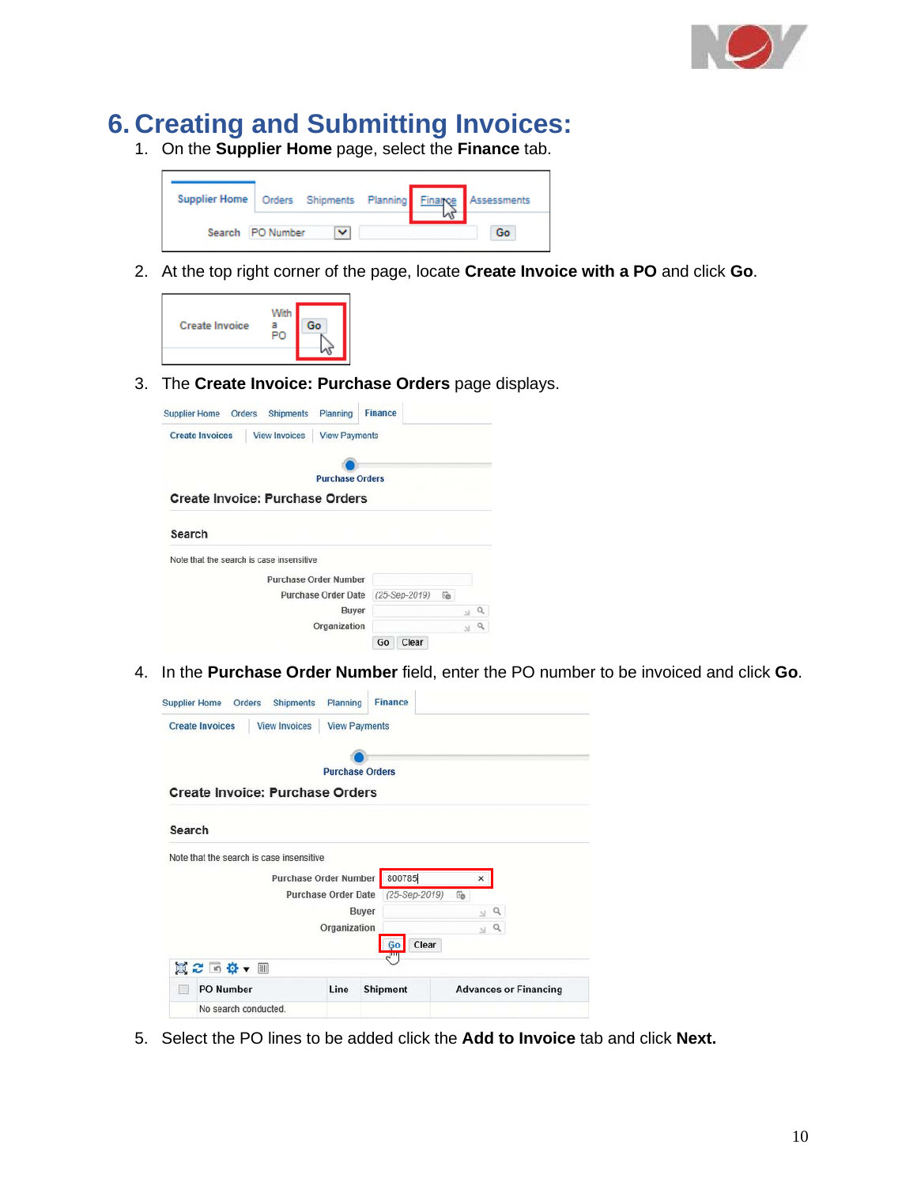# 6. Creating and Submitting Invoices:

1. On the **Supplier Home** page, select the **Finance** tab.

2. At the top right corner of the page, locate **Create Invoice with a PO** and click **Go**.

3. The **Create Invoice: Purchase Orders** page displays.

4. In the **Purchase Order Number** field, enter the PO number to be invoiced and click **Go**.

5. Select the PO lines to be added click the **Add to Invoice** tab and click **Next.**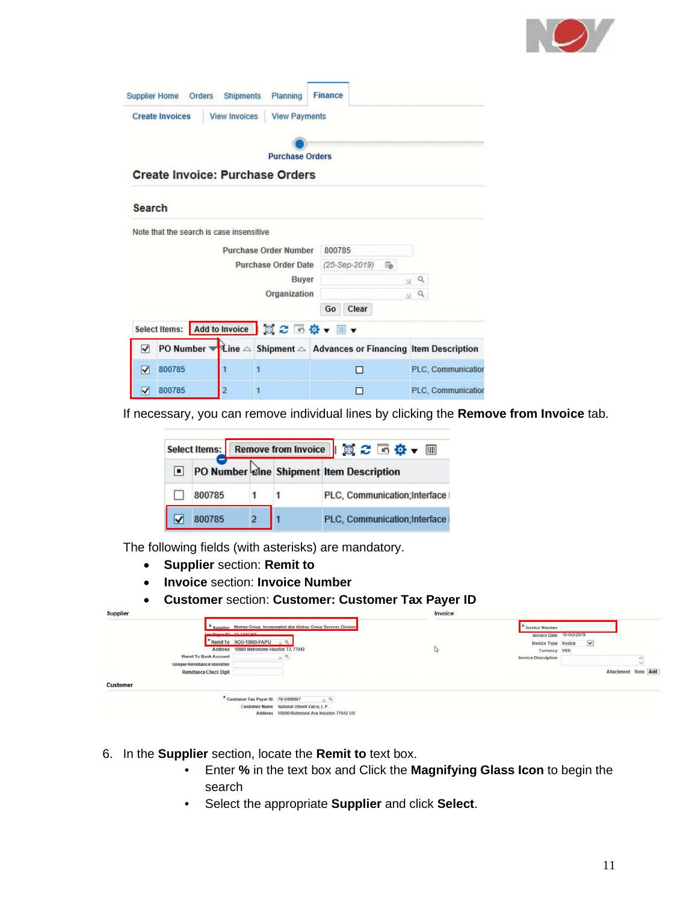If necessary, you can remove individual lines by clicking the **Remove from Invoice** tab.

The following fields (with asterisks) are mandatory.

- **Supplier** section: **Remit to**
- **Invoice** section: **Invoice Number**
- **Customer** section: **Customer: Customer Tax Payer ID**

6. In the **Supplier** section, locate the **Remit to** text box.
   - Enter **%** in the text box and Click the **Magnifying Glass Icon** to begin the search
   - Select the appropriate **Supplier** and click **Select**.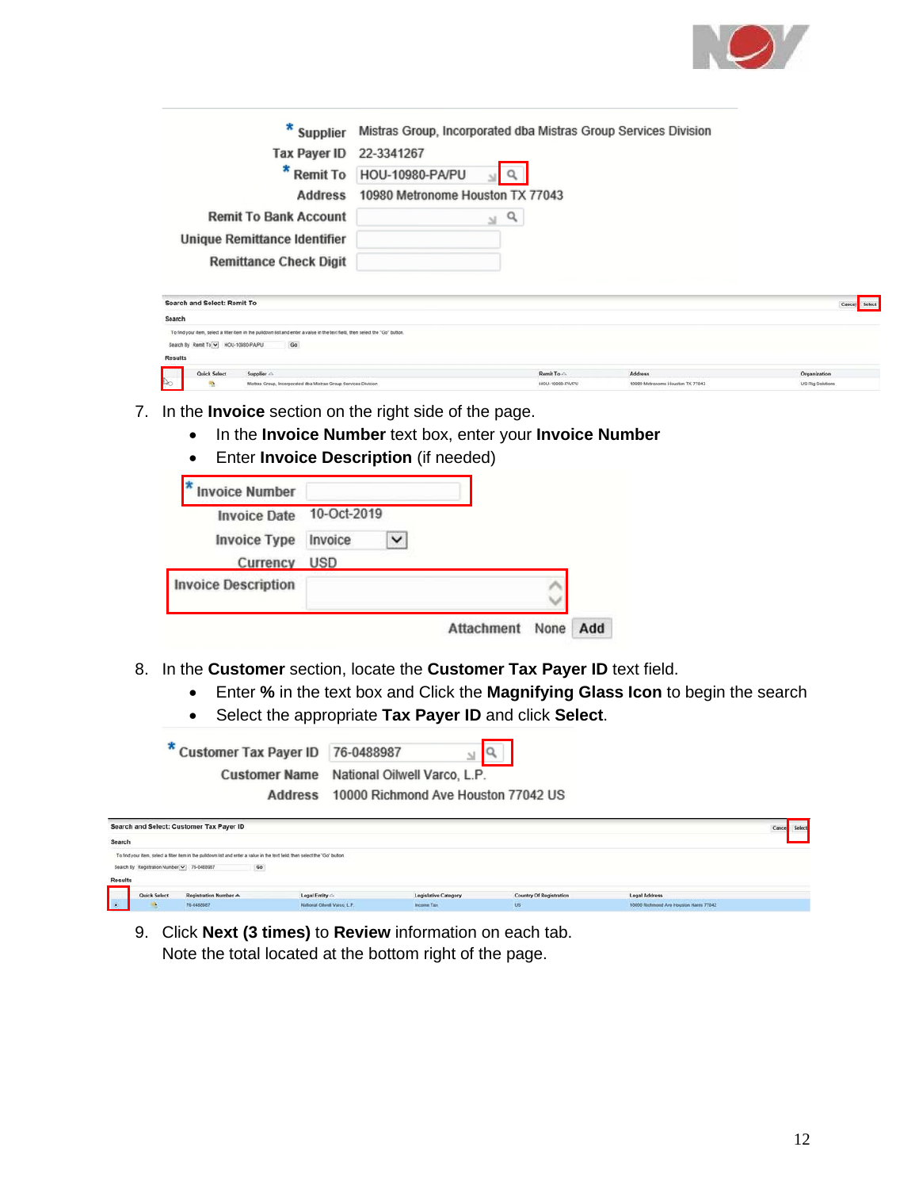| | |
|---|---|
| * Supplier | Mistras Group, Incorporated dba Mistras Group Services Division |
| Tax Payer ID | 22-3341267 |
| * Remit To | HOU-10980-PA/PU |
| Address | 10980 Metronome Houston TX 77043 |
| Remit To Bank Account | |
| Unique Remittance Identifier | |
| Remittance Check Digit | |

Search and Select: Remit To

| Quick Select | Supplier | Remit To | Address | Organization |
|---|---|---|---|---|
| | Mistras Group, Incorporated dba Mistras Group Services Division | HOU-10980-PA/PU | 10980 Metronome Houston TX 77043 | US Rig Solutions |

7. In the **Invoice** section on the right side of the page.
   - In the **Invoice Number** text box, enter your **Invoice Number**
   - Enter **Invoice Description** (if needed)

| | |
|---|---|
| * Invoice Number | |
| Invoice Date | 10-Oct-2019 |
| Invoice Type | Invoice |
| Currency | USD |
| Invoice Description | |
| Attachment | None Add |

8. In the **Customer** section, locate the **Customer Tax Payer ID** text field.
   - Enter **%** in the text box and Click the **Magnifying Glass Icon** to begin the search
   - Select the appropriate **Tax Payer ID** and click **Select**.

| | |
|---|---|
| * Customer Tax Payer ID | 76-0488987 |
| Customer Name | National Oilwell Varco, L.P. |
| Address | 10000 Richmond Ave Houston 77042 US |

Search and Select: Customer Tax Payer ID

| Quick Select | Registration Number | Legal Entity | Legislative Category | Country Of Registration | Legal Address |
|---|---|---|---|---|---|
| | 76-0488987 | National Oilwell Varco, L.P. | Income Tax | US | 10000 Richmond Ave Houston Harris 77042 |

9. Click **Next (3 times)** to **Review** information on each tab.
   Note the total located at the bottom right of the page.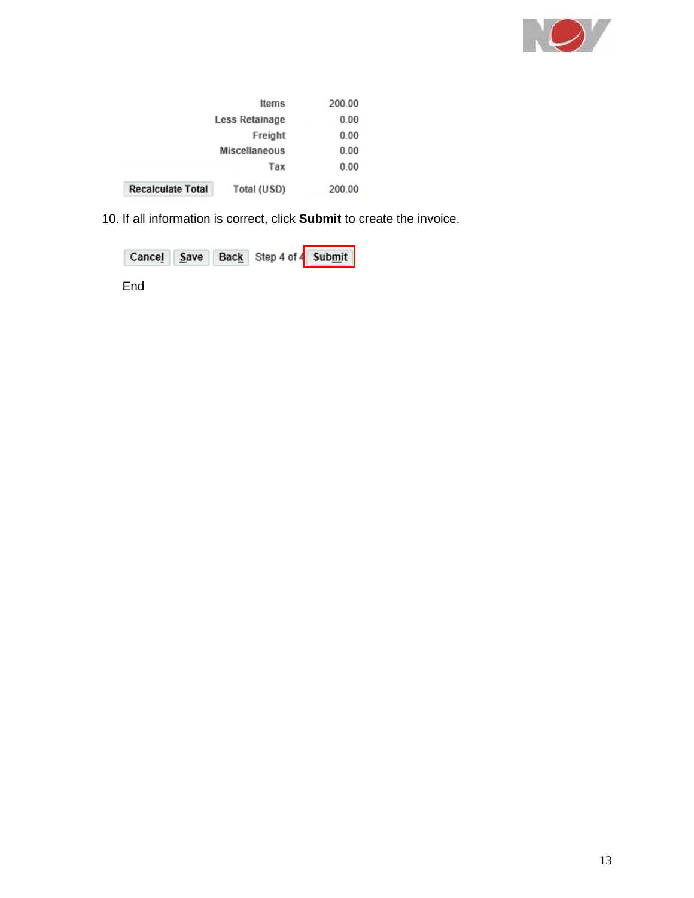| | |
|---|---|
| Items | 200.00 |
| Less Retainage | 0.00 |
| Freight | 0.00 |
| Miscellaneous | 0.00 |
| Tax | 0.00 |
| Recalculate Total    Total (USD) | 200.00 |

10. If all information is correct, click **Submit** to create the invoice.

Cancel | Save | Back | Step 4 of 4 | Submit

End